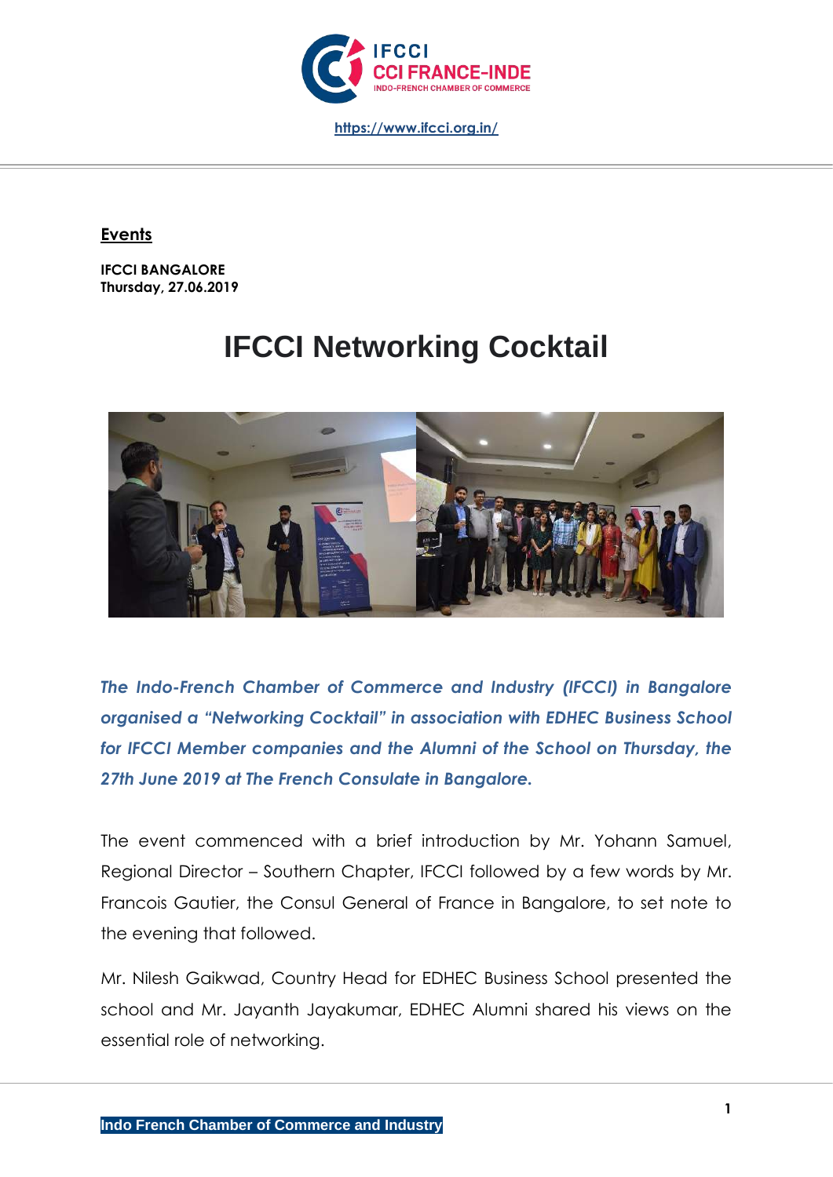**Events**

**IFCCI BANGALORE**
**Thursday, 27.06.2019**

# IFCCI Networking Cocktail

***The Indo-French Chamber of Commerce and Industry (IFCCI) in Bangalore organised a "Networking Cocktail" in association with EDHEC Business School for IFCCI Member companies and the Alumni of the School on Thursday, the 27th June 2019 at The French Consulate in Bangalore.***

The event commenced with a brief introduction by Mr. Yohann Samuel, Regional Director – Southern Chapter, IFCCI followed by a few words by Mr. Francois Gautier, the Consul General of France in Bangalore, to set note to the evening that followed.

Mr. Nilesh Gaikwad, Country Head for EDHEC Business School presented the school and Mr. Jayanth Jayakumar, EDHEC Alumni shared his views on the essential role of networking.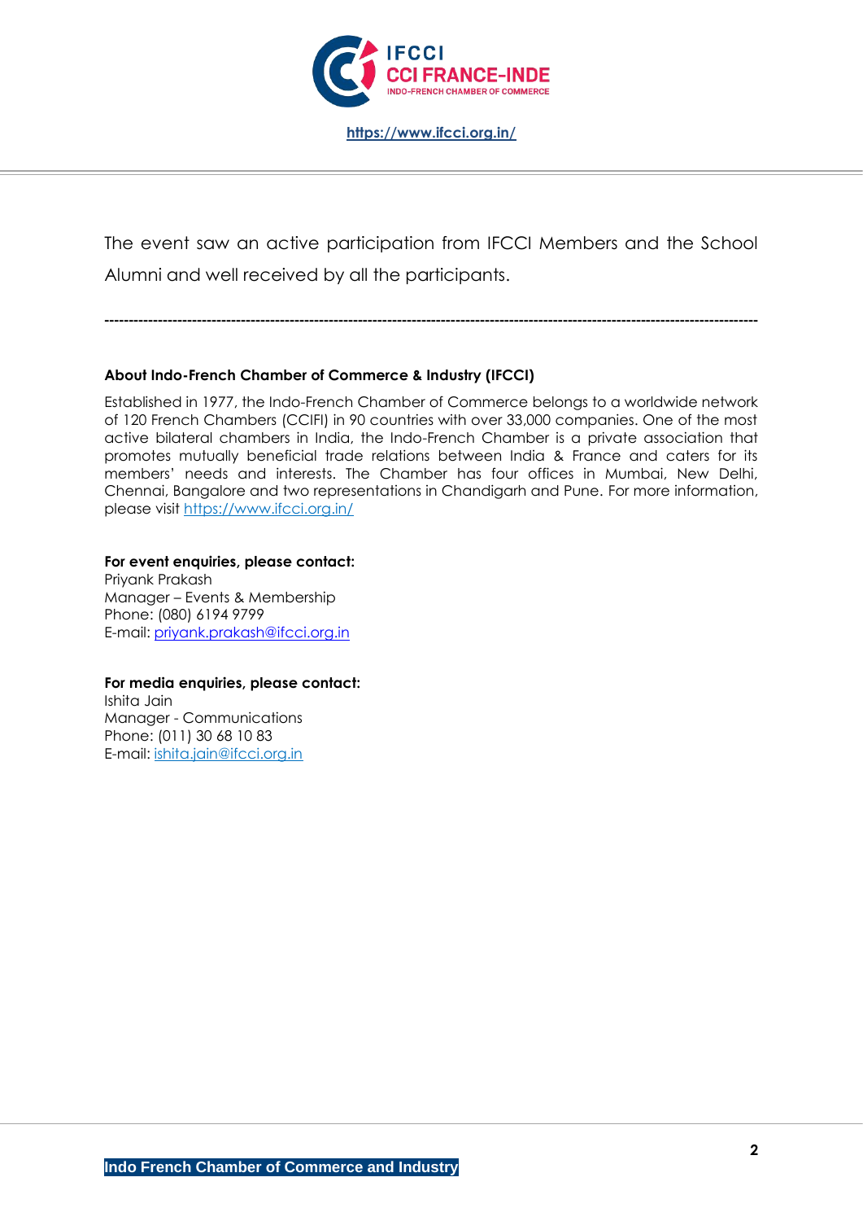The event saw an active participation from IFCCI Members and the School Alumni and well received by all the participants.

---

**About Indo-French Chamber of Commerce & Industry (IFCCI)**

Established in 1977, the Indo-French Chamber of Commerce belongs to a worldwide network of 120 French Chambers (CCIFI) in 90 countries with over 33,000 companies. One of the most active bilateral chambers in India, the Indo-French Chamber is a private association that promotes mutually beneficial trade relations between India & France and caters for its members' needs and interests. The Chamber has four offices in Mumbai, New Delhi, Chennai, Bangalore and two representations in Chandigarh and Pune. For more information, please visit https://www.ifcci.org.in/

**For event enquiries, please contact:**
Priyank Prakash
Manager – Events & Membership
Phone: (080) 6194 9799
E-mail: priyank.prakash@ifcci.org.in

**For media enquiries, please contact:**
Ishita Jain
Manager - Communications
Phone: (011) 30 68 10 83
E-mail: ishita.jain@ifcci.org.in